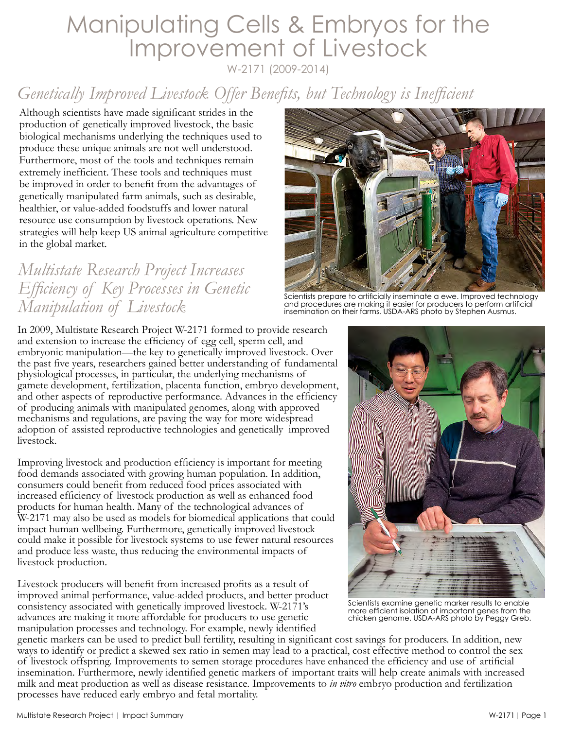# Manipulating Cells & Embryos for the Improvement of Livestock

W-2171 (2009-2014)

## *Genetically Improved Livestock Offer Benefits, but Technology is Inefficient*

Although scientists have made significant strides in the production of genetically improved livestock, the basic biological mechanisms underlying the techniques used to produce these unique animals are not well understood. Furthermore, most of the tools and techniques remain extremely inefficient. These tools and techniques must be improved in order to benefit from the advantages of genetically manipulated farm animals, such as desirable, healthier, or value-added foodstuffs and lower natural resource use consumption by livestock operations. New strategies will help keep US animal agriculture competitive in the global market.

Scientists prepare to artificially inseminate a ewe. Improved technology and procedures are making it easier for producers to perform artificial insemination on their farms. USDA-ARS photo by Stephen Ausmus.

## *Multistate Research Project Increases Efficiency of Key Processes in Genetic Manipulation of Livestock*

In 2009, Multistate Research Project W-2171 formed to provide research and extension to increase the efficiency of egg cell, sperm cell, and embryonic manipulation—the key to genetically improved livestock. Over the past five years, researchers gained better understanding of fundamental physiological processes, in particular, the underlying mechanisms of gamete development, fertilization, placenta function, embryo development, and other aspects of reproductive performance. Advances in the efficiency of producing animals with manipulated genomes, along with approved mechanisms and regulations, are paving the way for more widespread adoption of assisted reproductive technologies and genetically improved livestock.

Improving livestock and production efficiency is important for meeting food demands associated with growing human population. In addition, consumers could benefit from reduced food prices associated with increased efficiency of livestock production as well as enhanced food products for human health. Many of the technological advances of W-2171 may also be used as models for biomedical applications that could impact human wellbeing. Furthermore, genetically improved livestock could make it possible for livestock systems to use fewer natural resources and produce less waste, thus reducing the environmental impacts of livestock production.

Scientists examine genetic marker results to enable more efficient isolation of important genes from the chicken genome. USDA-ARS photo by Peggy Greb.

Livestock producers will benefit from increased profits as a result of improved animal performance, value-added products, and better product consistency associated with genetically improved livestock. W-2171's advances are making it more affordable for producers to use genetic manipulation processes and technology. For example, newly identified genetic markers can be used to predict bull fertility, resulting in significant cost savings for producers. In addition, new ways to identify or predict a skewed sex ratio in semen may lead to a practical, cost effective method to control the sex of livestock offspring. Improvements to semen storage procedures have enhanced the efficiency and use of artificial insemination. Furthermore, newly identified genetic markers of important traits will help create animals with increased milk and meat production as well as disease resistance. Improvements to *in vitro* embryo production and fertilization processes have reduced early embryo and fetal mortality.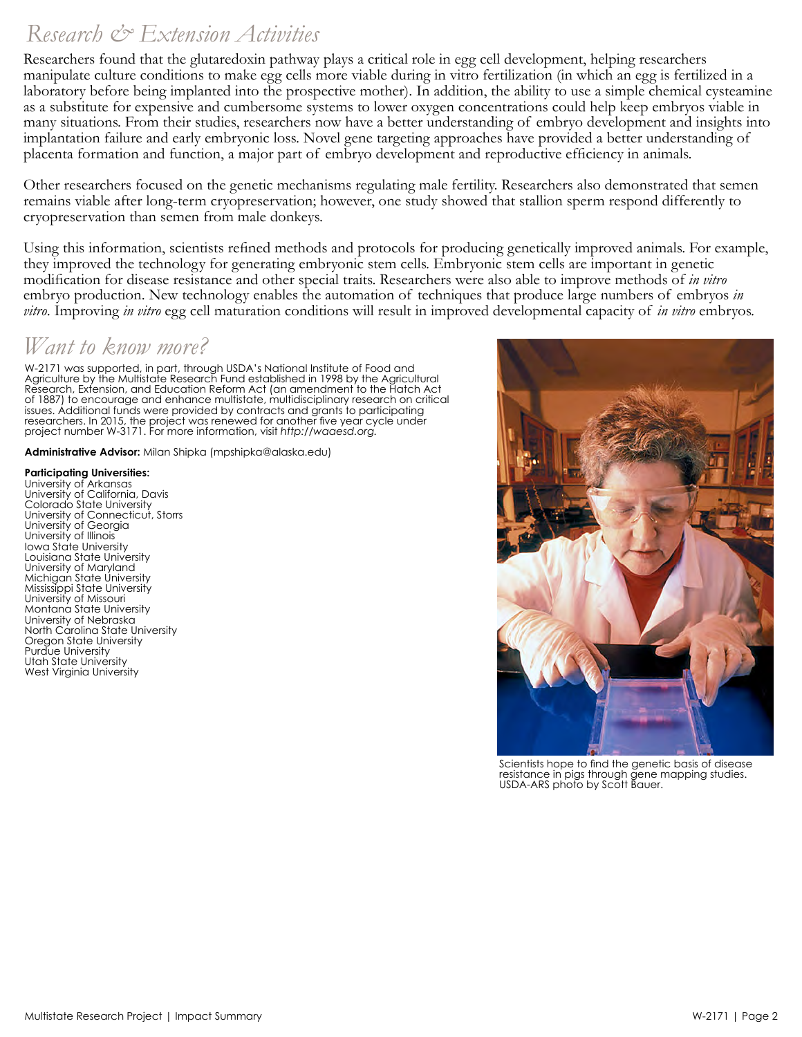## Research & Extension Activities

Researchers found that the glutaredoxin pathway plays a critical role in egg cell development, helping researchers manipulate culture conditions to make egg cells more viable during in vitro fertilization (in which an egg is fertilized in a laboratory before being implanted into the prospective mother). In addition, the ability to use a simple chemical cysteamine as a substitute for expensive and cumbersome systems to lower oxygen concentrations could help keep embryos viable in many situations. From their studies, researchers now have a better understanding of embryo development and insights into implantation failure and early embryonic loss. Novel gene targeting approaches have provided a better understanding of placenta formation and function, a major part of embryo development and reproductive efficiency in animals.

Other researchers focused on the genetic mechanisms regulating male fertility. Researchers also demonstrated that semen remains viable after long-term cryopreservation; however, one study showed that stallion sperm respond differently to cryopreservation than semen from male donkeys.

Using this information, scientists refined methods and protocols for producing genetically improved animals. For example, they improved the technology for generating embryonic stem cells. Embryonic stem cells are important in genetic modification for disease resistance and other special traits. Researchers were also able to improve methods of *in vitro* embryo production. New technology enables the automation of techniques that produce large numbers of embryos *in vitro*. Improving *in vitro* egg cell maturation conditions will result in improved developmental capacity of *in vitro* embryos.

## Want to know more?

W-2171 was supported, in part, through USDA's National Institute of Food and Agriculture by the Multistate Research Fund established in 1998 by the Agricultural Research, Extension, and Education Reform Act (an amendment to the Hatch Act of 1887) to encourage and enhance multistate, multidisciplinary research on critical issues. Additional funds were provided by contracts and grants to participating researchers. In 2015, the project was renewed for another five year cycle under project number W-3171. For more information, visit *http://waaesd.org.*

**Administrative Advisor:** Milan Shipka (mpshipka@alaska.edu)

**Participating Universities:**
University of Arkansas
University of California, Davis
Colorado State University
University of Connecticut, Storrs
University of Georgia
University of Illinois
Iowa State University
Louisiana State University
University of Maryland
Michigan State University
Mississippi State University
University of Missouri
Montana State University
University of Nebraska
North Carolina State University
Oregon State University
Purdue University
Utah State University
West Virginia University

Scientists hope to find the genetic basis of disease resistance in pigs through gene mapping studies. USDA-ARS photo by Scott Bauer.